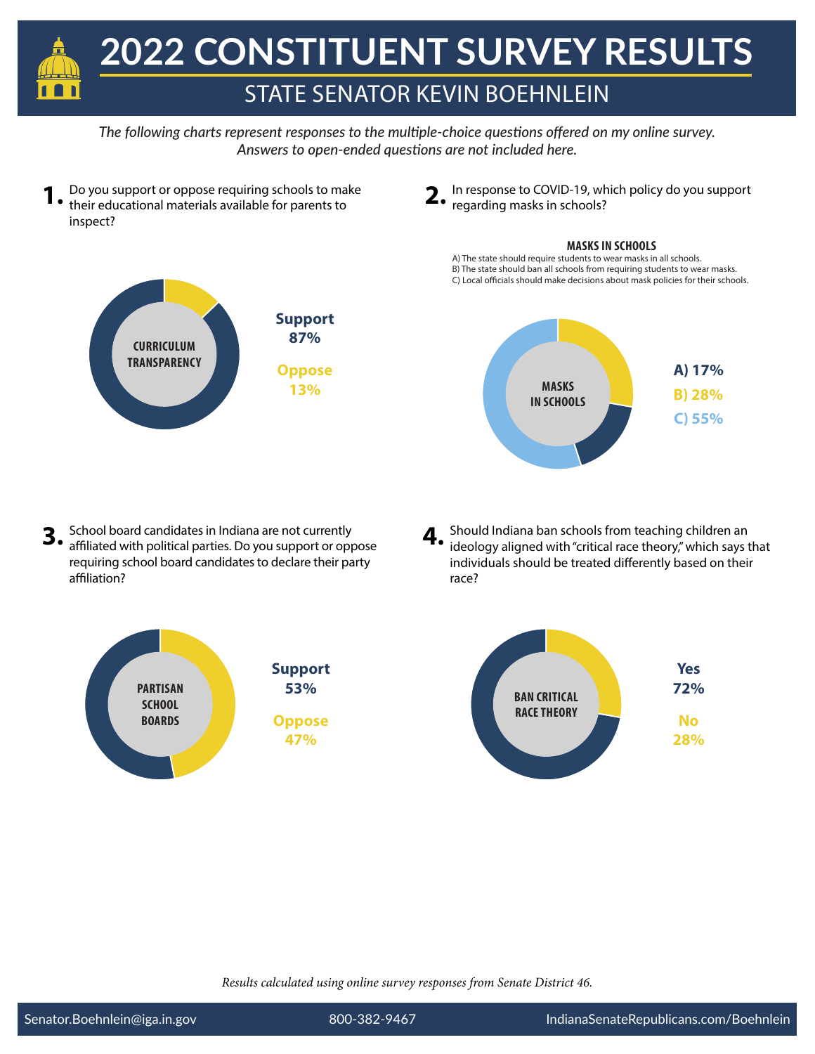# 2022 CONSTITUENT SURVEY RESULTS

## STATE SENATOR KEVIN BOEHNLEIN

*The following charts represent responses to the multiple-choice questions offered on my online survey. Answers to open-ended questions are not included here.*

**1.** Do you support or oppose requiring schools to make their educational materials available for parents to inspect?

**CURRICULUM TRANSPARENCY**

**Support 87%**

**Oppose 13%**

**2.** In response to COVID-19, which policy do you support regarding masks in schools?

**MASKS IN SCHOOLS**

A) The state should require students to wear masks in all schools.
B) The state should ban all schools from requiring students to wear masks.
C) Local officials should make decisions about mask policies for their schools.

**A) 17%**

**B) 28%**

**C) 55%**

**3.** School board candidates in Indiana are not currently affiliated with political parties. Do you support or oppose requiring school board candidates to declare their party affiliation?

**PARTISAN SCHOOL BOARDS**

**Support 53%**

**Oppose 47%**

**4.** Should Indiana ban schools from teaching children an ideology aligned with "critical race theory," which says that individuals should be treated differently based on their race?

**BAN CRITICAL RACE THEORY**

**Yes 72%**

**No 28%**

*Results calculated using online survey responses from Senate District 46.*

Senator.Boehnlein@iga.in.gov | 800-382-9467 | IndianaSenateRepublicans.com/Boehnlein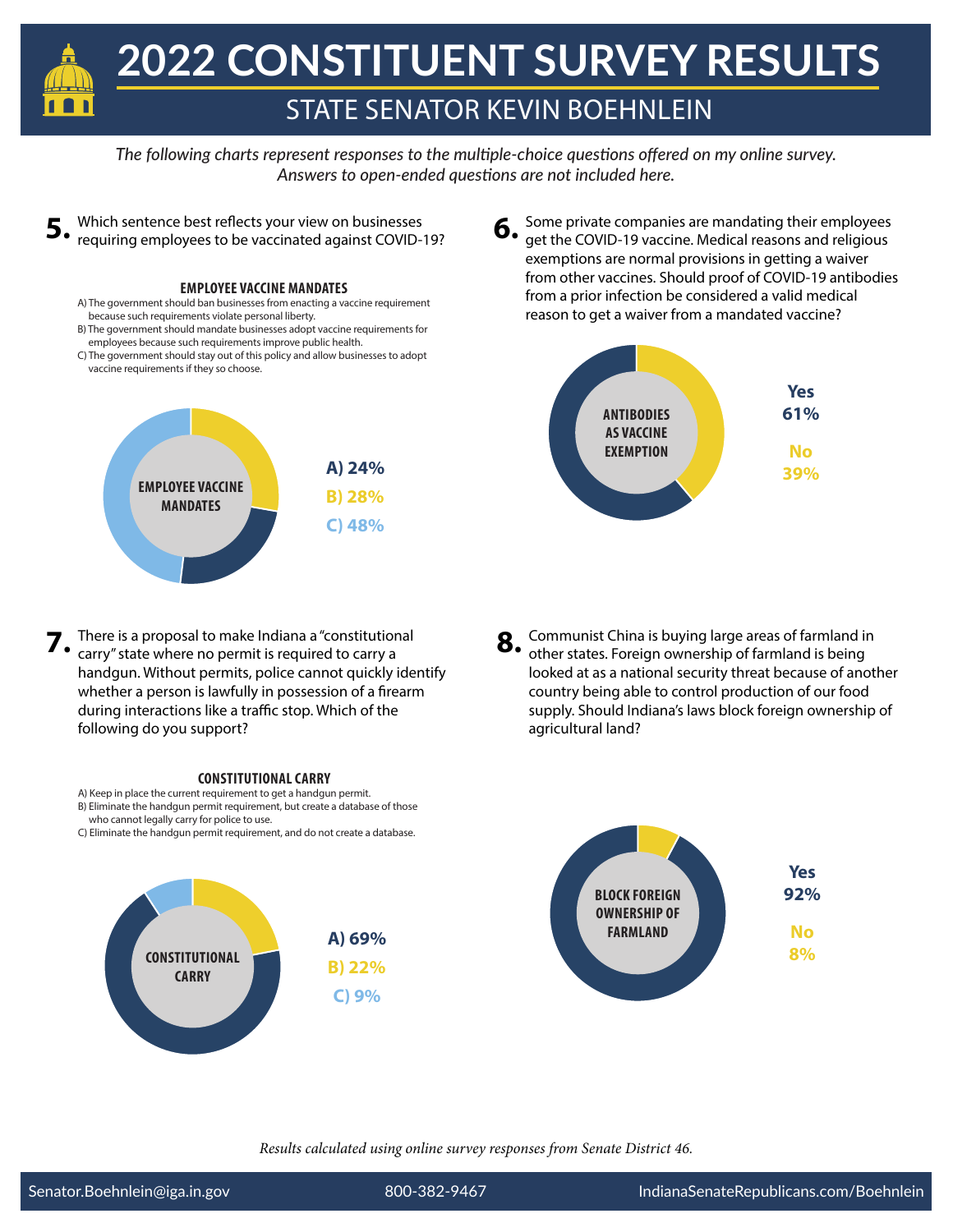# 2022 CONSTITUENT SURVEY RESULTS

## STATE SENATOR KEVIN BOEHNLEIN

*The following charts represent responses to the multiple-choice questions offered on my online survey. Answers to open-ended questions are not included here.*

**5.** Which sentence best reflects your view on businesses requiring employees to be vaccinated against COVID-19?

**EMPLOYEE VACCINE MANDATES**

A) The government should ban businesses from enacting a vaccine requirement because such requirements violate personal liberty.
B) The government should mandate businesses adopt vaccine requirements for employees because such requirements improve public health.
C) The government should stay out of this policy and allow businesses to adopt vaccine requirements if they so choose.

**A) 24%**
**B) 28%**
**C) 48%**

**6.** Some private companies are mandating their employees get the COVID-19 vaccine. Medical reasons and religious exemptions are normal provisions in getting a waiver from other vaccines. Should proof of COVID-19 antibodies from a prior infection be considered a valid medical reason to get a waiver from a mandated vaccine?

**ANTIBODIES AS VACCINE EXEMPTION**

**Yes 61%**
**No 39%**

**7.** There is a proposal to make Indiana a "constitutional carry" state where no permit is required to carry a handgun. Without permits, police cannot quickly identify whether a person is lawfully in possession of a firearm during interactions like a traffic stop. Which of the following do you support?

**CONSTITUTIONAL CARRY**

A) Keep in place the current requirement to get a handgun permit.
B) Eliminate the handgun permit requirement, but create a database of those who cannot legally carry for police to use.
C) Eliminate the handgun permit requirement, and do not create a database.

**A) 69%**
**B) 22%**
**C) 9%**

**8.** Communist China is buying large areas of farmland in other states. Foreign ownership of farmland is being looked at as a national security threat because of another country being able to control production of our food supply. Should Indiana's laws block foreign ownership of agricultural land?

**BLOCK FOREIGN OWNERSHIP OF FARMLAND**

**Yes 92%**
**No 8%**

*Results calculated using online survey responses from Senate District 46.*

Senator.Boehnlein@iga.in.gov | 800-382-9467 | IndianaSenateRepublicans.com/Boehnlein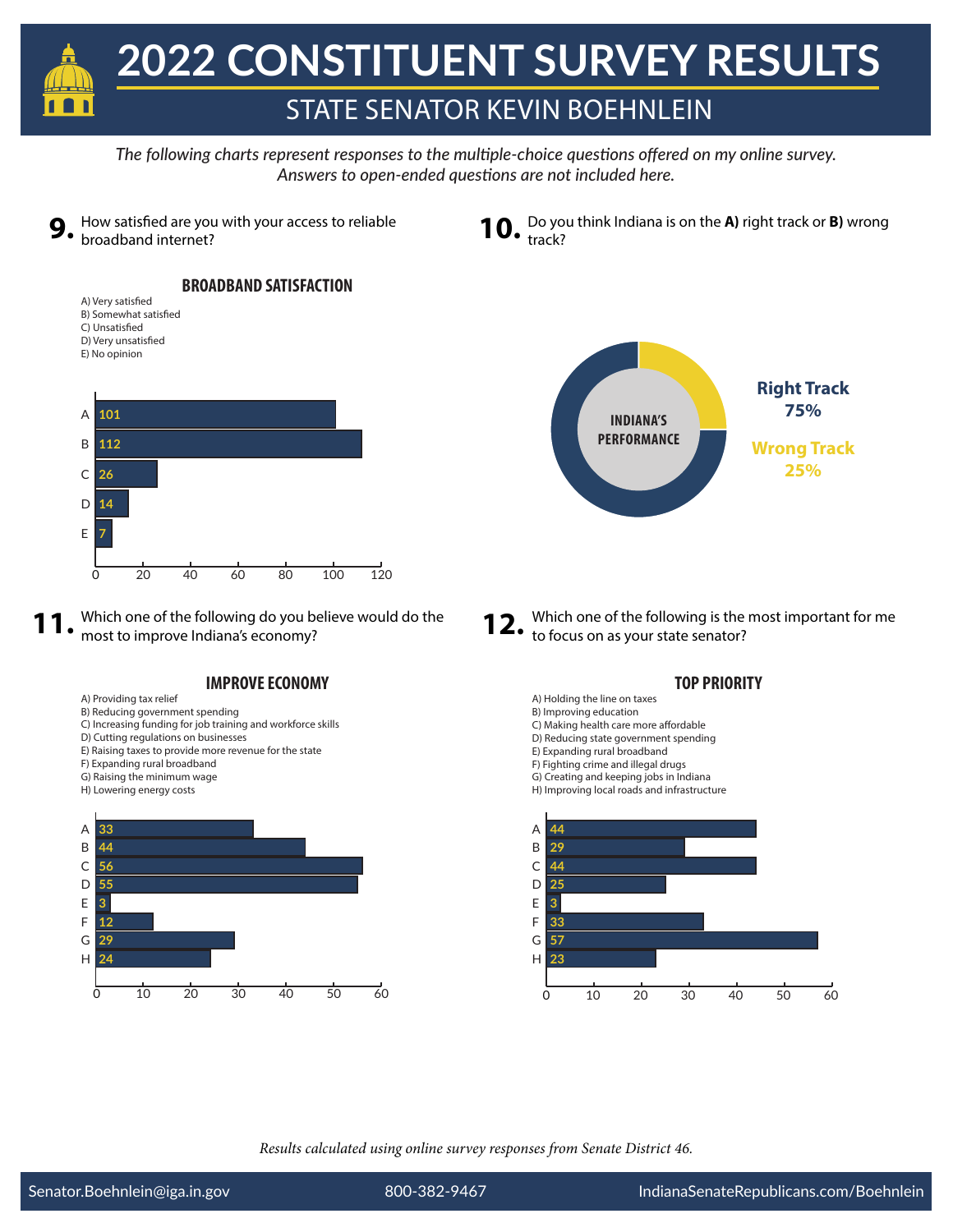# 2022 CONSTITUENT SURVEY RESULTS

## STATE SENATOR KEVIN BOEHNLEIN

*The following charts represent responses to the multiple-choice questions offered on my online survey. Answers to open-ended questions are not included here.*

**9.** How satisfied are you with your access to reliable broadband internet?

**BROADBAND SATISFACTION**

A) Very satisfied
B) Somewhat satisfied
C) Unsatisfied
D) Very unsatisfied
E) No opinion

| Option | Responses |
|---|---|
| A | 101 |
| B | 112 |
| C | 26 |
| D | 14 |
| E | 7 |

**10.** Do you think Indiana is on the **A)** right track or **B)** wrong track?

**INDIANA'S PERFORMANCE**

| Response | Percentage |
|---|---|
| Right Track | 75% |
| Wrong Track | 25% |

**11.** Which one of the following do you believe would do the most to improve Indiana's economy?

**IMPROVE ECONOMY**

A) Providing tax relief
B) Reducing government spending
C) Increasing funding for job training and workforce skills
D) Cutting regulations on businesses
E) Raising taxes to provide more revenue for the state
F) Expanding rural broadband
G) Raising the minimum wage
H) Lowering energy costs

| Option | Responses |
|---|---|
| A | 33 |
| B | 44 |
| C | 56 |
| D | 55 |
| E | 3 |
| F | 12 |
| G | 29 |
| H | 24 |

**12.** Which one of the following is the most important for me to focus on as your state senator?

**TOP PRIORITY**

A) Holding the line on taxes
B) Improving education
C) Making health care more affordable
D) Reducing state government spending
E) Expanding rural broadband
F) Fighting crime and illegal drugs
G) Creating and keeping jobs in Indiana
H) Improving local roads and infrastructure

| Option | Responses |
|---|---|
| A | 44 |
| B | 29 |
| C | 44 |
| D | 25 |
| E | 3 |
| F | 33 |
| G | 57 |
| H | 23 |

*Results calculated using online survey responses from Senate District 46.*

Senator.Boehnlein@iga.in.gov | 800-382-9467 | IndianaSenateRepublicans.com/Boehnlein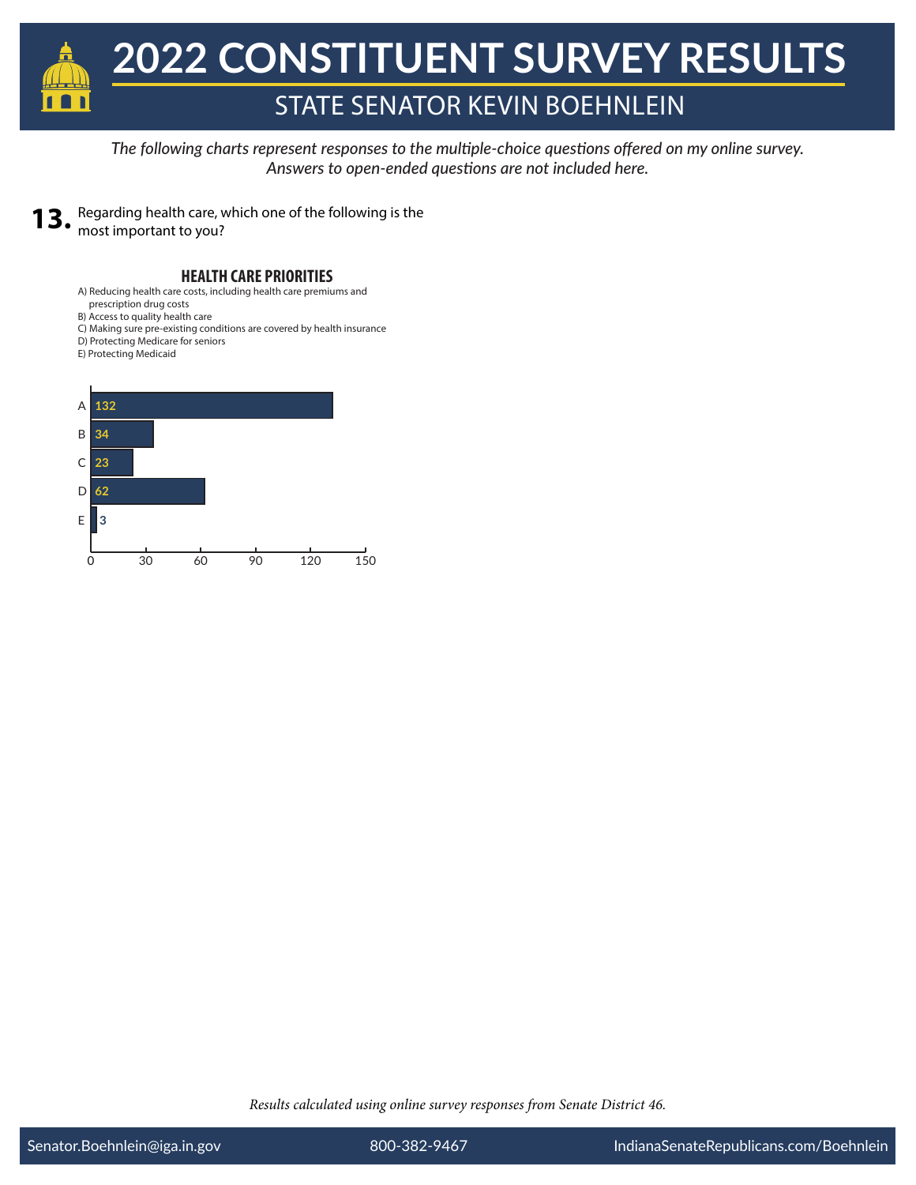# 2022 CONSTITUENT SURVEY RESULTS

## STATE SENATOR KEVIN BOEHNLEIN

*The following charts represent responses to the multiple-choice questions offered on my online survey. Answers to open-ended questions are not included here.*

**13.** Regarding health care, which one of the following is the most important to you?

**HEALTH CARE PRIORITIES**

A) Reducing health care costs, including health care premiums and prescription drug costs
B) Access to quality health care
C) Making sure pre-existing conditions are covered by health insurance
D) Protecting Medicare for seniors
E) Protecting Medicaid

A 132
B 34
C 23
D 62
E 3

0 30 60 90 120 150

*Results calculated using online survey responses from Senate District 46.*

Senator.Boehnlein@iga.in.gov 800-382-9467 IndianaSenateRepublicans.com/Boehnlein